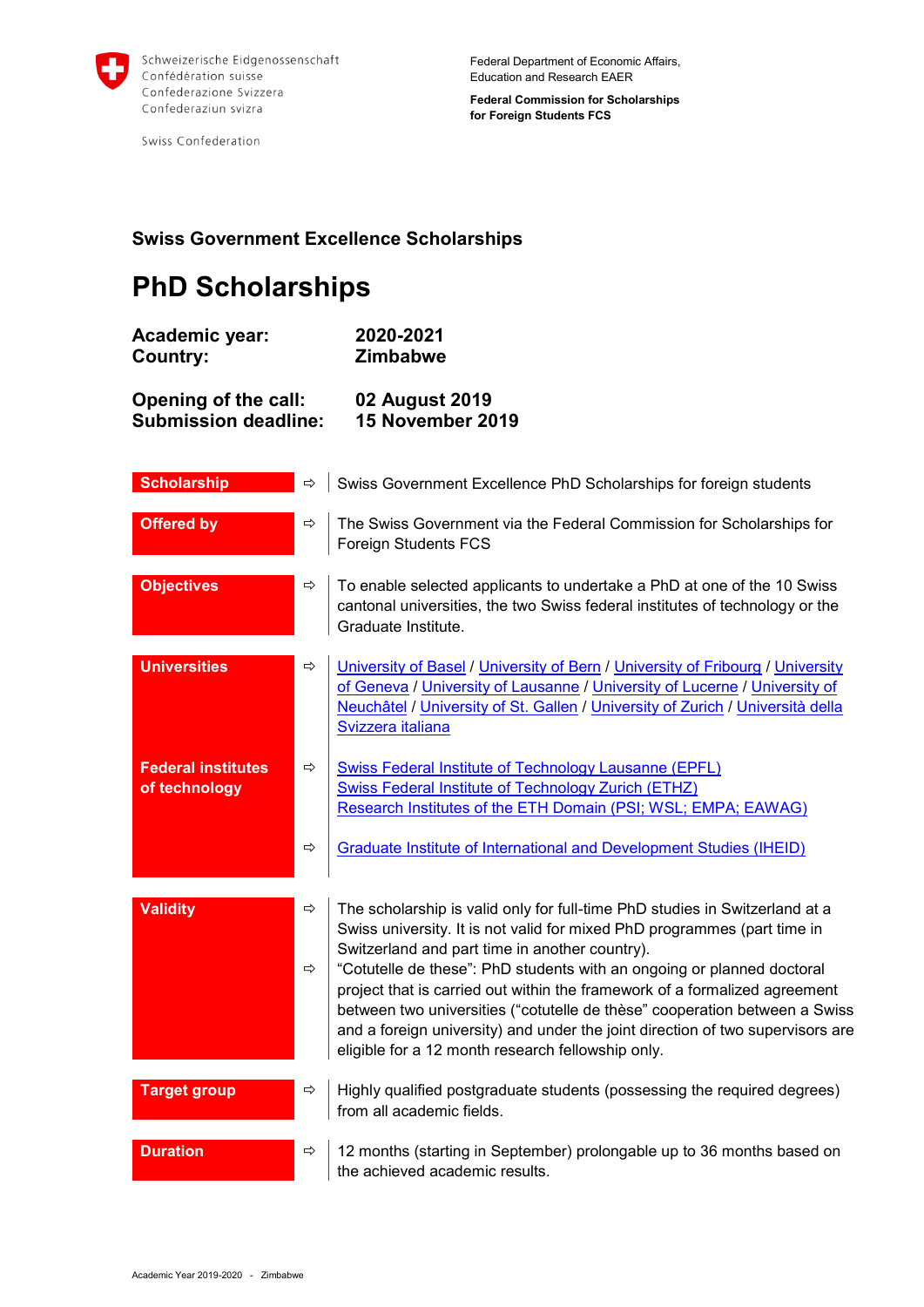Schweizerische Eidgenossenschaft
Confédération suisse
Confederazione Svizzera
Confederaziun svizra

Swiss Confederation

Federal Department of Economic Affairs, Education and Research EAER

**Federal Commission for Scholarships for Foreign Students FCS**

## Swiss Government Excellence Scholarships

# PhD Scholarships

| | |
|---|---|
| **Academic year:** | **2020-2021** |
| **Country:** | **Zimbabwe** |
| **Opening of the call:** | **02 August 2019** |
| **Submission deadline:** | **15 November 2019** |

**Scholarship** ⇨ Swiss Government Excellence PhD Scholarships for foreign students

**Offered by** ⇨ The Swiss Government via the Federal Commission for Scholarships for Foreign Students FCS

**Objectives** ⇨ To enable selected applicants to undertake a PhD at one of the 10 Swiss cantonal universities, the two Swiss federal institutes of technology or the Graduate Institute.

**Universities** ⇨ University of Basel / University of Bern / University of Fribourg / University of Geneva / University of Lausanne / University of Lucerne / University of Neuchâtel / University of St. Gallen / University of Zurich / Università della Svizzera italiana

**Federal institutes of technology** ⇨ Swiss Federal Institute of Technology Lausanne (EPFL)
Swiss Federal Institute of Technology Zurich (ETHZ)
Research Institutes of the ETH Domain (PSI; WSL; EMPA; EAWAG)

⇨ Graduate Institute of International and Development Studies (IHEID)

**Validity** ⇨ The scholarship is valid only for full-time PhD studies in Switzerland at a Swiss university. It is not valid for mixed PhD programmes (part time in Switzerland and part time in another country).

⇨ "Cotutelle de these": PhD students with an ongoing or planned doctoral project that is carried out within the framework of a formalized agreement between two universities ("cotutelle de thèse" cooperation between a Swiss and a foreign university) and under the joint direction of two supervisors are eligible for a 12 month research fellowship only.

**Target group** ⇨ Highly qualified postgraduate students (possessing the required degrees) from all academic fields.

**Duration** ⇨ 12 months (starting in September) prolongable up to 36 months based on the achieved academic results.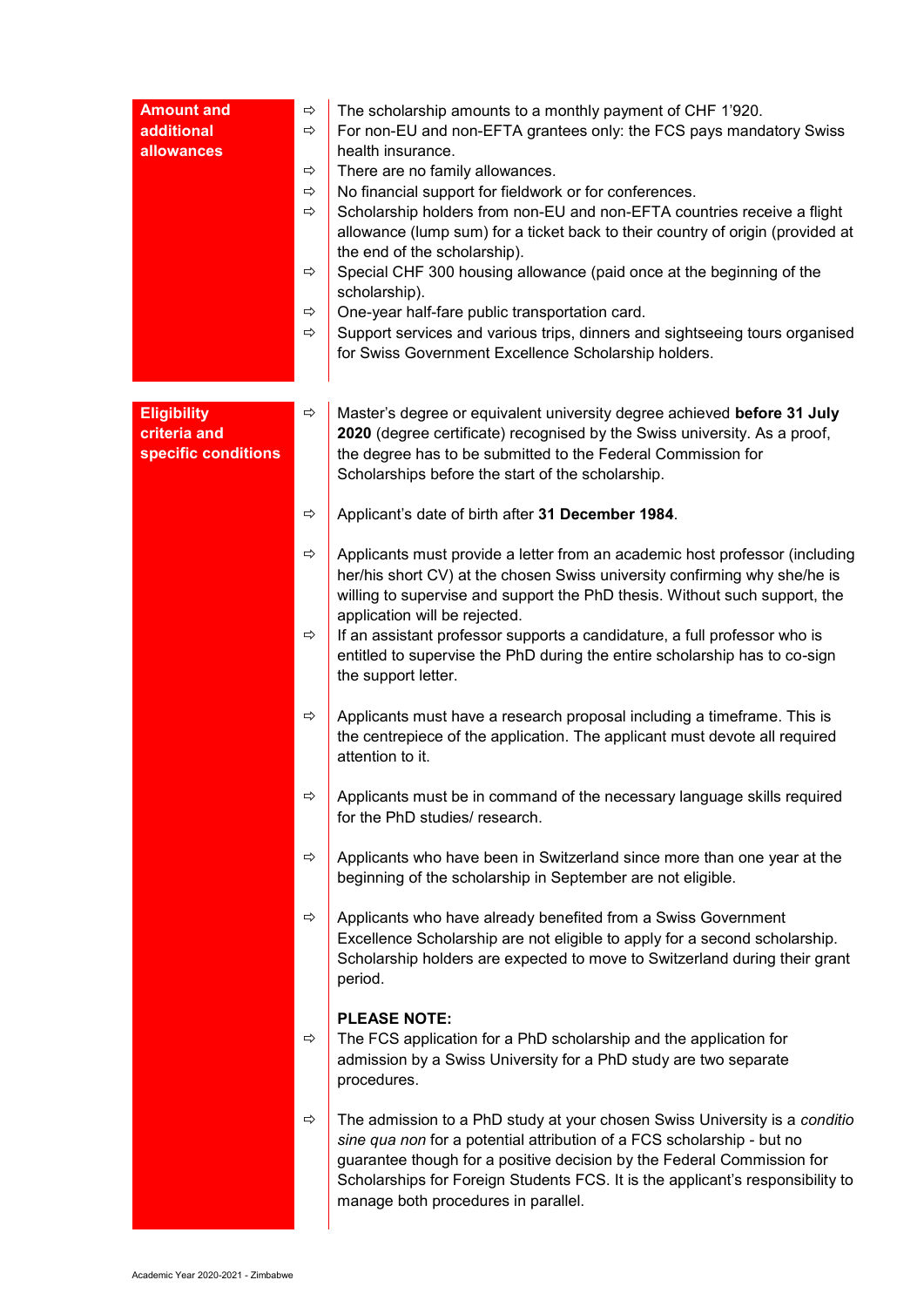**Amount and additional allowances**

- The scholarship amounts to a monthly payment of CHF 1'920.
- For non-EU and non-EFTA grantees only: the FCS pays mandatory Swiss health insurance.
- There are no family allowances.
- No financial support for fieldwork or for conferences.
- Scholarship holders from non-EU and non-EFTA countries receive a flight allowance (lump sum) for a ticket back to their country of origin (provided at the end of the scholarship).
- Special CHF 300 housing allowance (paid once at the beginning of the scholarship).
- One-year half-fare public transportation card.
- Support services and various trips, dinners and sightseeing tours organised for Swiss Government Excellence Scholarship holders.

**Eligibility criteria and specific conditions**

- Master's degree or equivalent university degree achieved **before 31 July 2020** (degree certificate) recognised by the Swiss university. As a proof, the degree has to be submitted to the Federal Commission for Scholarships before the start of the scholarship.

- Applicant's date of birth after **31 December 1984**.

- Applicants must provide a letter from an academic host professor (including her/his short CV) at the chosen Swiss university confirming why she/he is willing to supervise and support the PhD thesis. Without such support, the application will be rejected.
- If an assistant professor supports a candidature, a full professor who is entitled to supervise the PhD during the entire scholarship has to co-sign the support letter.

- Applicants must have a research proposal including a timeframe. This is the centrepiece of the application. The applicant must devote all required attention to it.

- Applicants must be in command of the necessary language skills required for the PhD studies/ research.

- Applicants who have been in Switzerland since more than one year at the beginning of the scholarship in September are not eligible.

- Applicants who have already benefited from a Swiss Government Excellence Scholarship are not eligible to apply for a second scholarship. Scholarship holders are expected to move to Switzerland during their grant period.

**PLEASE NOTE:**

- The FCS application for a PhD scholarship and the application for admission by a Swiss University for a PhD study are two separate procedures.

- The admission to a PhD study at your chosen Swiss University is a *conditio sine qua non* for a potential attribution of a FCS scholarship - but no guarantee though for a positive decision by the Federal Commission for Scholarships for Foreign Students FCS. It is the applicant's responsibility to manage both procedures in parallel.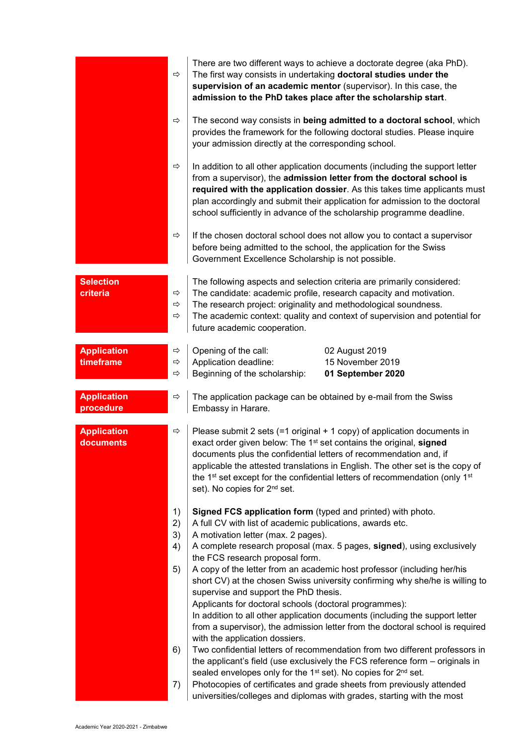- There are two different ways to achieve a doctorate degree (aka PhD). The first way consists in undertaking **doctoral studies under the supervision of an academic mentor** (supervisor). In this case, the **admission to the PhD takes place after the scholarship start**.
- The second way consists in **being admitted to a doctoral school**, which provides the framework for the following doctoral studies. Please inquire your admission directly at the corresponding school.
- In addition to all other application documents (including the support letter from a supervisor), the **admission letter from the doctoral school is required with the application dossier**. As this takes time applicants must plan accordingly and submit their application for admission to the doctoral school sufficiently in advance of the scholarship programme deadline.
- If the chosen doctoral school does not allow you to contact a supervisor before being admitted to the school, the application for the Swiss Government Excellence Scholarship is not possible.

## Selection criteria

The following aspects and selection criteria are primarily considered:

- The candidate: academic profile, research capacity and motivation.
- The research project: originality and methodological soundness.
- The academic context: quality and context of supervision and potential for future academic cooperation.

## Application timeframe

- Opening of the call: 02 August 2019
- Application deadline: 15 November 2019
- Beginning of the scholarship: **01 September 2020**

## Application procedure

- The application package can be obtained by e-mail from the Swiss Embassy in Harare.

## Application documents

- Please submit 2 sets (=1 original + 1 copy) of application documents in exact order given below: The 1st set contains the original, **signed** documents plus the confidential letters of recommendation and, if applicable the attested translations in English. The other set is the copy of the 1st set except for the confidential letters of recommendation (only 1st set). No copies for 2nd set.

1) **Signed FCS application form** (typed and printed) with photo.
2) A full CV with list of academic publications, awards etc.
3) A motivation letter (max. 2 pages).
4) A complete research proposal (max. 5 pages, **signed**), using exclusively the FCS research proposal form.
5) A copy of the letter from an academic host professor (including her/his short CV) at the chosen Swiss university confirming why she/he is willing to supervise and support the PhD thesis.
   Applicants for doctoral schools (doctoral programmes):
   In addition to all other application documents (including the support letter from a supervisor), the admission letter from the doctoral school is required with the application dossiers.
6) Two confidential letters of recommendation from two different professors in the applicant's field (use exclusively the FCS reference form – originals in sealed envelopes only for the 1st set). No copies for 2nd set.
7) Photocopies of certificates and grade sheets from previously attended universities/colleges and diplomas with grades, starting with the most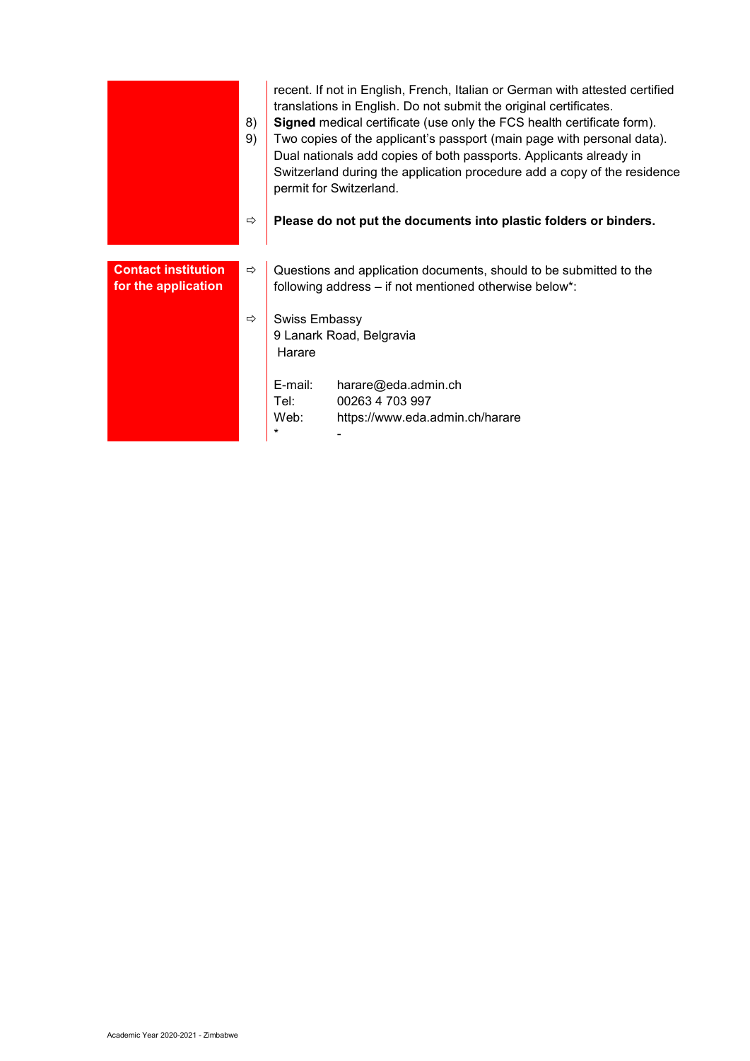recent. If not in English, French, Italian or German with attested certified translations in English. Do not submit the original certificates.

8) **Signed** medical certificate (use only the FCS health certificate form).

9) Two copies of the applicant's passport (main page with personal data). Dual nationals add copies of both passports. Applicants already in Switzerland during the application procedure add a copy of the residence permit for Switzerland.

⇨ **Please do not put the documents into plastic folders or binders.**

**Contact institution for the application**

⇨ Questions and application documents, should to be submitted to the following address – if not mentioned otherwise below*:

⇨ Swiss Embassy
9 Lanark Road, Belgravia
Harare

| | |
|---|---|
| E-mail: | harare@eda.admin.ch |
| Tel: | 00263 4 703 997 |
| Web: | https://www.eda.admin.ch/harare |
| * | - |